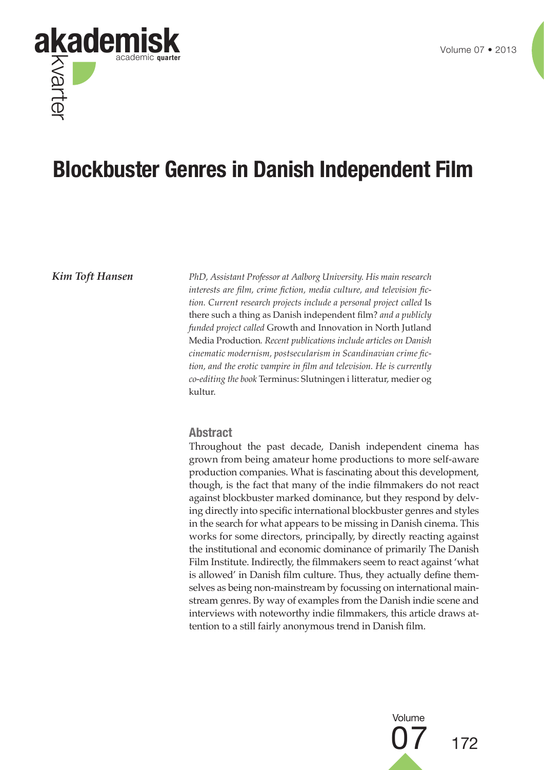# Blockbuster Genres in Danish Independent Film

**_Kim Toft Hansen_**

*PhD, Assistant Professor at Aalborg University. His main research interests are film, crime fiction, media culture, and television fiction. Current research projects include a personal project called* Is there such a thing as Danish independent film? *and a publicly funded project called* Growth and Innovation in North Jutland Media Production*. Recent publications include articles on Danish cinematic modernism, postsecularism in Scandinavian crime fiction, and the erotic vampire in film and television. He is currently co-editing the book* Terminus: Slutningen i litteratur, medier og kultur.

## Abstract

Throughout the past decade, Danish independent cinema has grown from being amateur home productions to more self-aware production companies. What is fascinating about this development, though, is the fact that many of the indie filmmakers do not react against blockbuster marked dominance, but they respond by delving directly into specific international blockbuster genres and styles in the search for what appears to be missing in Danish cinema. This works for some directors, principally, by directly reacting against the institutional and economic dominance of primarily The Danish Film Institute. Indirectly, the filmmakers seem to react against 'what is allowed' in Danish film culture. Thus, they actually define themselves as being non-mainstream by focussing on international mainstream genres. By way of examples from the Danish indie scene and interviews with noteworthy indie filmmakers, this article draws attention to a still fairly anonymous trend in Danish film.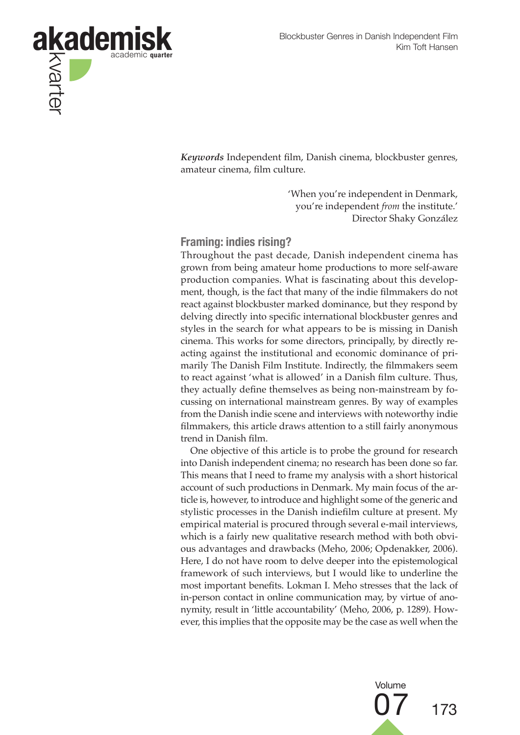***Keywords*** Independent film, Danish cinema, blockbuster genres, amateur cinema, film culture.

> 'When you're independent in Denmark, you're independent *from* the institute.'
> Director Shaky González

## Framing: indies rising?

Throughout the past decade, Danish independent cinema has grown from being amateur home productions to more self-aware production companies. What is fascinating about this development, though, is the fact that many of the indie filmmakers do not react against blockbuster marked dominance, but they respond by delving directly into specific international blockbuster genres and styles in the search for what appears to be is missing in Danish cinema. This works for some directors, principally, by directly reacting against the institutional and economic dominance of primarily The Danish Film Institute. Indirectly, the filmmakers seem to react against 'what is allowed' in a Danish film culture. Thus, they actually define themselves as being non-mainstream by focussing on international mainstream genres. By way of examples from the Danish indie scene and interviews with noteworthy indie filmmakers, this article draws attention to a still fairly anonymous trend in Danish film.

One objective of this article is to probe the ground for research into Danish independent cinema; no research has been done so far. This means that I need to frame my analysis with a short historical account of such productions in Denmark. My main focus of the article is, however, to introduce and highlight some of the generic and stylistic processes in the Danish indiefilm culture at present. My empirical material is procured through several e-mail interviews, which is a fairly new qualitative research method with both obvious advantages and drawbacks (Meho, 2006; Opdenakker, 2006). Here, I do not have room to delve deeper into the epistemological framework of such interviews, but I would like to underline the most important benefits. Lokman I. Meho stresses that the lack of in-person contact in online communication may, by virtue of anonymity, result in 'little accountability' (Meho, 2006, p. 1289). However, this implies that the opposite may be the case as well when the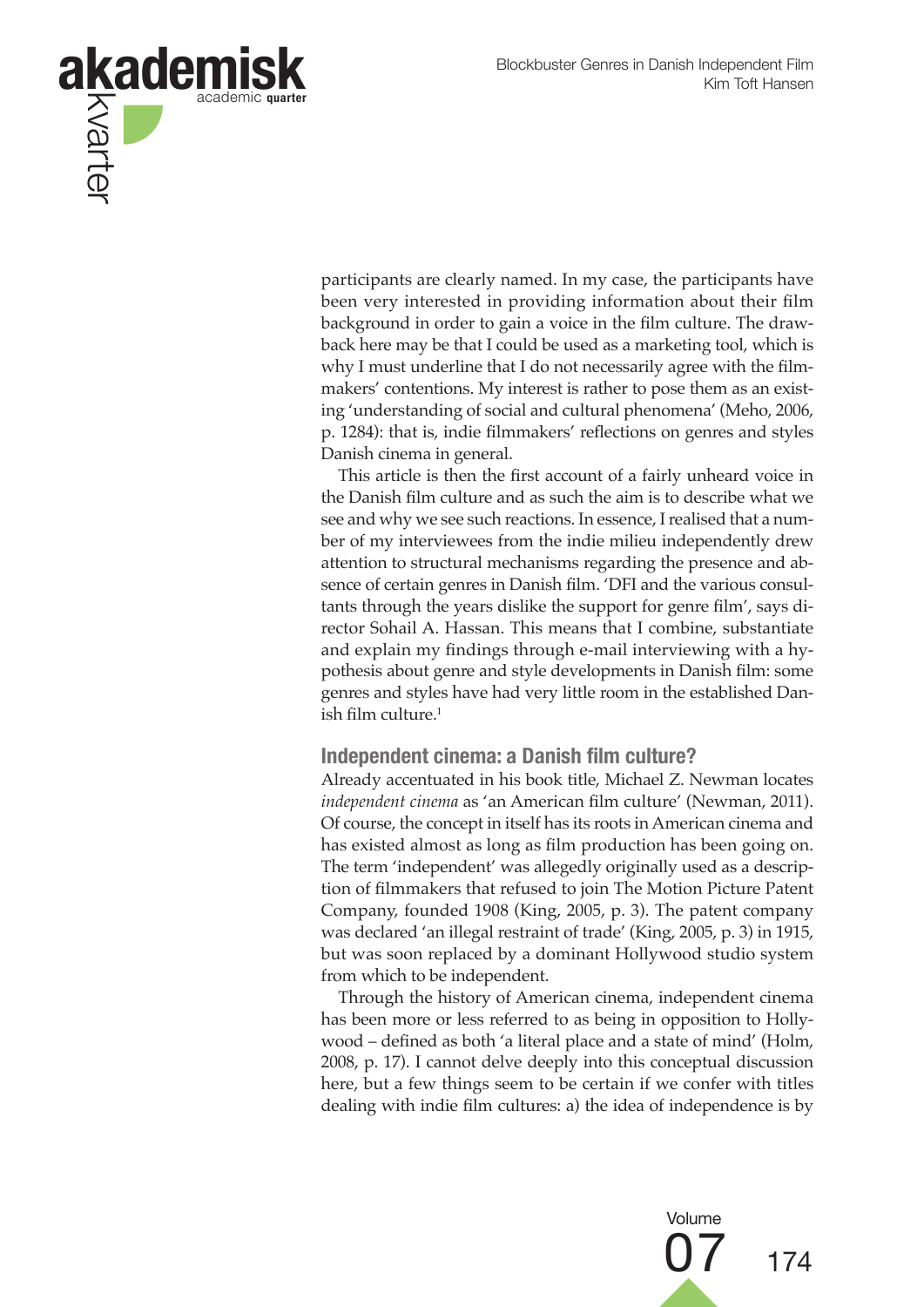participants are clearly named. In my case, the participants have been very interested in providing information about their film background in order to gain a voice in the film culture. The drawback here may be that I could be used as a marketing tool, which is why I must underline that I do not necessarily agree with the filmmakers' contentions. My interest is rather to pose them as an existing 'understanding of social and cultural phenomena' (Meho, 2006, p. 1284): that is, indie filmmakers' reflections on genres and styles Danish cinema in general.

This article is then the first account of a fairly unheard voice in the Danish film culture and as such the aim is to describe what we see and why we see such reactions. In essence, I realised that a number of my interviewees from the indie milieu independently drew attention to structural mechanisms regarding the presence and absence of certain genres in Danish film. 'DFI and the various consultants through the years dislike the support for genre film', says director Sohail A. Hassan. This means that I combine, substantiate and explain my findings through e-mail interviewing with a hypothesis about genre and style developments in Danish film: some genres and styles have had very little room in the established Danish film culture.[1]

## Independent cinema: a Danish film culture?

Already accentuated in his book title, Michael Z. Newman locates *independent cinema* as 'an American film culture' (Newman, 2011). Of course, the concept in itself has its roots in American cinema and has existed almost as long as film production has been going on. The term 'independent' was allegedly originally used as a description of filmmakers that refused to join The Motion Picture Patent Company, founded 1908 (King, 2005, p. 3). The patent company was declared 'an illegal restraint of trade' (King, 2005, p. 3) in 1915, but was soon replaced by a dominant Hollywood studio system from which to be independent.

Through the history of American cinema, independent cinema has been more or less referred to as being in opposition to Hollywood – defined as both 'a literal place and a state of mind' (Holm, 2008, p. 17). I cannot delve deeply into this conceptual discussion here, but a few things seem to be certain if we confer with titles dealing with indie film cultures: a) the idea of independence is by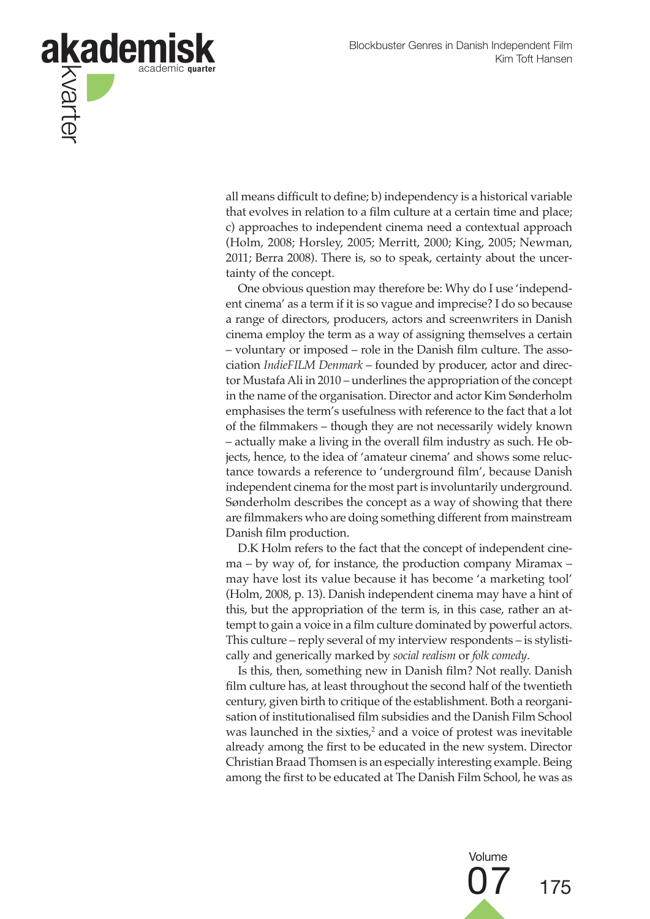all means difficult to define; b) independency is a historical variable that evolves in relation to a film culture at a certain time and place; c) approaches to independent cinema need a contextual approach (Holm, 2008; Horsley, 2005; Merritt, 2000; King, 2005; Newman, 2011; Berra 2008). There is, so to speak, certainty about the uncertainty of the concept.

One obvious question may therefore be: Why do I use 'independent cinema' as a term if it is so vague and imprecise? I do so because a range of directors, producers, actors and screenwriters in Danish cinema employ the term as a way of assigning themselves a certain – voluntary or imposed – role in the Danish film culture. The association *IndieFILM Denmark* – founded by producer, actor and director Mustafa Ali in 2010 – underlines the appropriation of the concept in the name of the organisation. Director and actor Kim Sønderholm emphasises the term's usefulness with reference to the fact that a lot of the filmmakers – though they are not necessarily widely known – actually make a living in the overall film industry as such. He objects, hence, to the idea of 'amateur cinema' and shows some reluctance towards a reference to 'underground film', because Danish independent cinema for the most part is involuntarily underground. Sønderholm describes the concept as a way of showing that there are filmmakers who are doing something different from mainstream Danish film production.

D.K Holm refers to the fact that the concept of independent cinema – by way of, for instance, the production company Miramax – may have lost its value because it has become 'a marketing tool' (Holm, 2008, p. 13). Danish independent cinema may have a hint of this, but the appropriation of the term is, in this case, rather an attempt to gain a voice in a film culture dominated by powerful actors. This culture – reply several of my interview respondents – is stylistically and generically marked by *social realism* or *folk comedy*.

Is this, then, something new in Danish film? Not really. Danish film culture has, at least throughout the second half of the twentieth century, given birth to critique of the establishment. Both a reorganisation of institutionalised film subsidies and the Danish Film School was launched in the sixties,[2] and a voice of protest was inevitable already among the first to be educated in the new system. Director Christian Braad Thomsen is an especially interesting example. Being among the first to be educated at The Danish Film School, he was as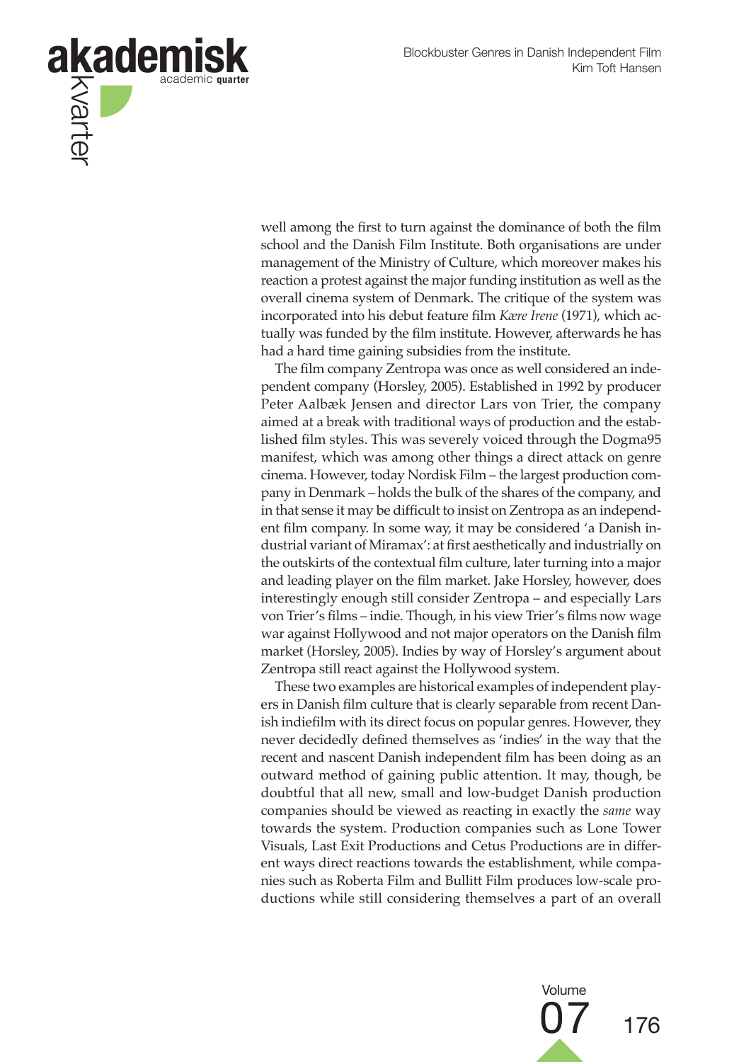well among the first to turn against the dominance of both the film school and the Danish Film Institute. Both organisations are under management of the Ministry of Culture, which moreover makes his reaction a protest against the major funding institution as well as the overall cinema system of Denmark. The critique of the system was incorporated into his debut feature film *Kære Irene* (1971), which actually was funded by the film institute. However, afterwards he has had a hard time gaining subsidies from the institute.

The film company Zentropa was once as well considered an independent company (Horsley, 2005). Established in 1992 by producer Peter Aalbæk Jensen and director Lars von Trier, the company aimed at a break with traditional ways of production and the established film styles. This was severely voiced through the Dogma95 manifest, which was among other things a direct attack on genre cinema. However, today Nordisk Film – the largest production company in Denmark – holds the bulk of the shares of the company, and in that sense it may be difficult to insist on Zentropa as an independent film company. In some way, it may be considered 'a Danish industrial variant of Miramax': at first aesthetically and industrially on the outskirts of the contextual film culture, later turning into a major and leading player on the film market. Jake Horsley, however, does interestingly enough still consider Zentropa – and especially Lars von Trier's films – indie. Though, in his view Trier's films now wage war against Hollywood and not major operators on the Danish film market (Horsley, 2005). Indies by way of Horsley's argument about Zentropa still react against the Hollywood system.

These two examples are historical examples of independent players in Danish film culture that is clearly separable from recent Danish indiefilm with its direct focus on popular genres. However, they never decidedly defined themselves as 'indies' in the way that the recent and nascent Danish independent film has been doing as an outward method of gaining public attention. It may, though, be doubtful that all new, small and low-budget Danish production companies should be viewed as reacting in exactly the *same* way towards the system. Production companies such as Lone Tower Visuals, Last Exit Productions and Cetus Productions are in different ways direct reactions towards the establishment, while companies such as Roberta Film and Bullitt Film produces low-scale productions while still considering themselves a part of an overall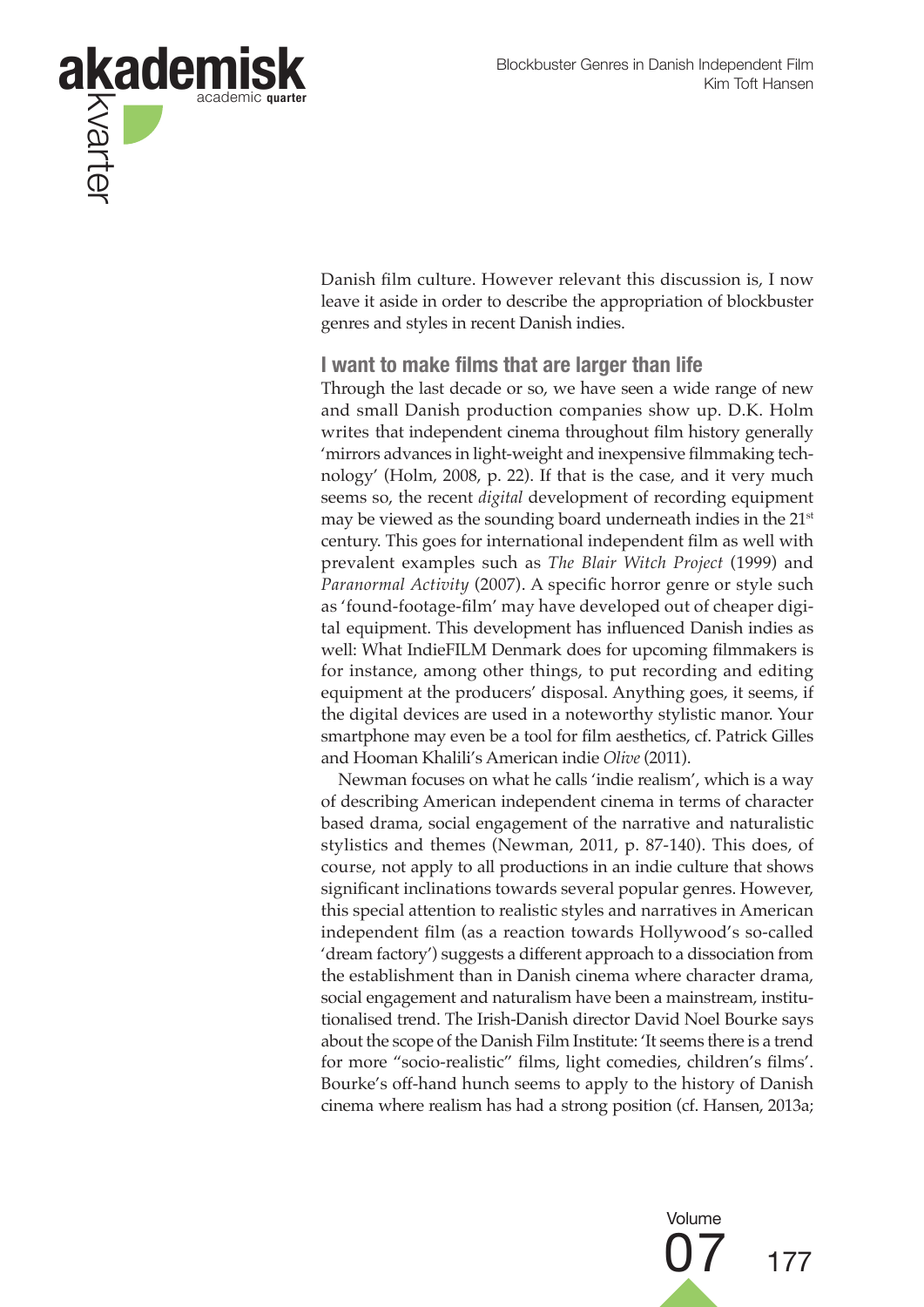Danish film culture. However relevant this discussion is, I now leave it aside in order to describe the appropriation of blockbuster genres and styles in recent Danish indies.

## I want to make films that are larger than life

Through the last decade or so, we have seen a wide range of new and small Danish production companies show up. D.K. Holm writes that independent cinema throughout film history generally 'mirrors advances in light-weight and inexpensive filmmaking technology' (Holm, 2008, p. 22). If that is the case, and it very much seems so, the recent *digital* development of recording equipment may be viewed as the sounding board underneath indies in the 21st century. This goes for international independent film as well with prevalent examples such as *The Blair Witch Project* (1999) and *Paranormal Activity* (2007). A specific horror genre or style such as 'found-footage-film' may have developed out of cheaper digital equipment. This development has influenced Danish indies as well: What IndieFILM Denmark does for upcoming filmmakers is for instance, among other things, to put recording and editing equipment at the producers' disposal. Anything goes, it seems, if the digital devices are used in a noteworthy stylistic manor. Your smartphone may even be a tool for film aesthetics, cf. Patrick Gilles and Hooman Khalili's American indie *Olive* (2011).

Newman focuses on what he calls 'indie realism', which is a way of describing American independent cinema in terms of character based drama, social engagement of the narrative and naturalistic stylistics and themes (Newman, 2011, p. 87-140). This does, of course, not apply to all productions in an indie culture that shows significant inclinations towards several popular genres. However, this special attention to realistic styles and narratives in American independent film (as a reaction towards Hollywood's so-called 'dream factory') suggests a different approach to a dissociation from the establishment than in Danish cinema where character drama, social engagement and naturalism have been a mainstream, institutionalised trend. The Irish-Danish director David Noel Bourke says about the scope of the Danish Film Institute: 'It seems there is a trend for more "socio-realistic" films, light comedies, children's films'. Bourke's off-hand hunch seems to apply to the history of Danish cinema where realism has had a strong position (cf. Hansen, 2013a;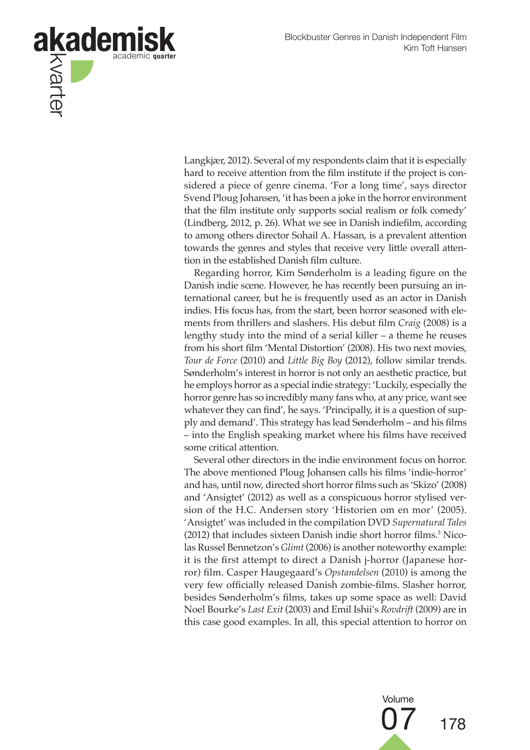Langkjær, 2012). Several of my respondents claim that it is especially hard to receive attention from the film institute if the project is considered a piece of genre cinema. 'For a long time', says director Svend Ploug Johansen, 'it has been a joke in the horror environment that the film institute only supports social realism or folk comedy' (Lindberg, 2012, p. 26). What we see in Danish indiefilm, according to among others director Sohail A. Hassan, is a prevalent attention towards the genres and styles that receive very little overall attention in the established Danish film culture.

Regarding horror, Kim Sønderholm is a leading figure on the Danish indie scene. However, he has recently been pursuing an international career, but he is frequently used as an actor in Danish indies. His focus has, from the start, been horror seasoned with elements from thrillers and slashers. His debut film *Craig* (2008) is a lengthy study into the mind of a serial killer – a theme he reuses from his short film 'Mental Distortion' (2008). His two next movies, *Tour de Force* (2010) and *Little Big Boy* (2012), follow similar trends. Sønderholm's interest in horror is not only an aesthetic practice, but he employs horror as a special indie strategy: 'Luckily, especially the horror genre has so incredibly many fans who, at any price, want see whatever they can find', he says. 'Principally, it is a question of supply and demand'. This strategy has lead Sønderholm – and his films – into the English speaking market where his films have received some critical attention.

Several other directors in the indie environment focus on horror. The above mentioned Ploug Johansen calls his films 'indie-horror' and has, until now, directed short horror films such as 'Skizo' (2008) and 'Ansigtet' (2012) as well as a conspicuous horror stylised version of the H.C. Andersen story 'Historien om en mor' (2005). 'Ansigtet' was included in the compilation DVD *Supernatural Tales* (2012) that includes sixteen Danish indie short horror films.[3] Nicolas Russel Bennetzon's *Glimt* (2006) is another noteworthy example: it is the first attempt to direct a Danish j-horror (Japanese horror) film. Casper Haugegaard's *Opstandelsen* (2010) is among the very few officially released Danish zombie-films. Slasher horror, besides Sønderholm's films, takes up some space as well: David Noel Bourke's *Last Exit* (2003) and Emil Ishii's *Rovdrift* (2009) are in this case good examples. In all, this special attention to horror on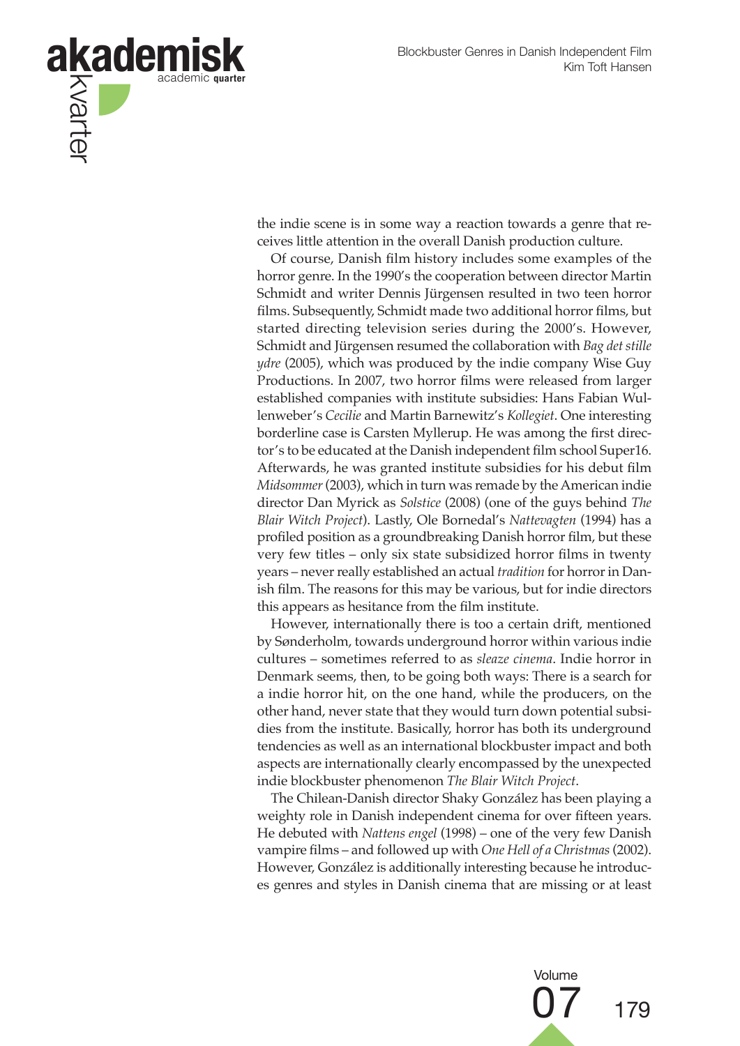the indie scene is in some way a reaction towards a genre that receives little attention in the overall Danish production culture.

Of course, Danish film history includes some examples of the horror genre. In the 1990's the cooperation between director Martin Schmidt and writer Dennis Jürgensen resulted in two teen horror films. Subsequently, Schmidt made two additional horror films, but started directing television series during the 2000's. However, Schmidt and Jürgensen resumed the collaboration with *Bag det stille ydre* (2005), which was produced by the indie company Wise Guy Productions. In 2007, two horror films were released from larger established companies with institute subsidies: Hans Fabian Wullenweber's *Cecilie* and Martin Barnewitz's *Kollegiet*. One interesting borderline case is Carsten Myllerup. He was among the first director's to be educated at the Danish independent film school Super16. Afterwards, he was granted institute subsidies for his debut film *Midsommer* (2003), which in turn was remade by the American indie director Dan Myrick as *Solstice* (2008) (one of the guys behind *The Blair Witch Project*). Lastly, Ole Bornedal's *Nattevagten* (1994) has a profiled position as a groundbreaking Danish horror film, but these very few titles – only six state subsidized horror films in twenty years – never really established an actual *tradition* for horror in Danish film. The reasons for this may be various, but for indie directors this appears as hesitance from the film institute.

However, internationally there is too a certain drift, mentioned by Sønderholm, towards underground horror within various indie cultures – sometimes referred to as *sleaze cinema*. Indie horror in Denmark seems, then, to be going both ways: There is a search for a indie horror hit, on the one hand, while the producers, on the other hand, never state that they would turn down potential subsidies from the institute. Basically, horror has both its underground tendencies as well as an international blockbuster impact and both aspects are internationally clearly encompassed by the unexpected indie blockbuster phenomenon *The Blair Witch Project*.

The Chilean-Danish director Shaky González has been playing a weighty role in Danish independent cinema for over fifteen years. He debuted with *Nattens engel* (1998) – one of the very few Danish vampire films – and followed up with *One Hell of a Christmas* (2002). However, González is additionally interesting because he introduces genres and styles in Danish cinema that are missing or at least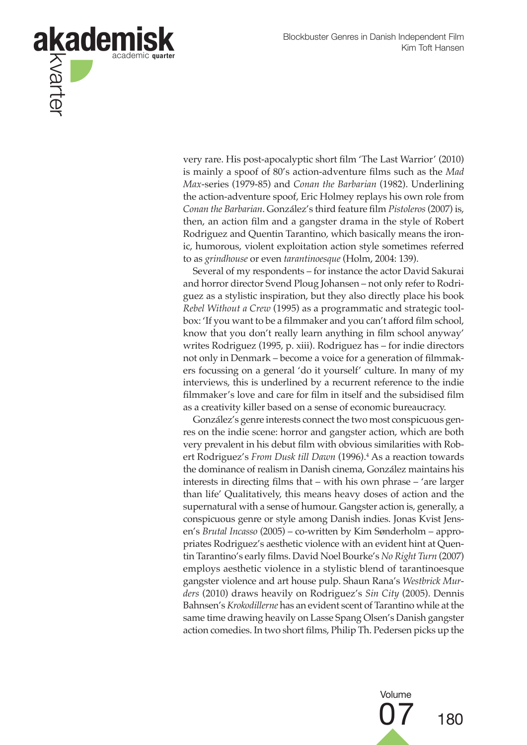very rare. His post-apocalyptic short film 'The Last Warrior' (2010) is mainly a spoof of 80's action-adventure films such as the *Mad Max*-series (1979-85) and *Conan the Barbarian* (1982). Underlining the action-adventure spoof, Eric Holmey replays his own role from *Conan the Barbarian*. González's third feature film *Pistoleros* (2007) is, then, an action film and a gangster drama in the style of Robert Rodriguez and Quentin Tarantino, which basically means the ironic, humorous, violent exploitation action style sometimes referred to as *grindhouse* or even *tarantinoesque* (Holm, 2004: 139).

Several of my respondents – for instance the actor David Sakurai and horror director Svend Ploug Johansen – not only refer to Rodriguez as a stylistic inspiration, but they also directly place his book *Rebel Without a Crew* (1995) as a programmatic and strategic toolbox: 'If you want to be a filmmaker and you can't afford film school, know that you don't really learn anything in film school anyway' writes Rodriguez (1995, p. xiii). Rodriguez has – for indie directors not only in Denmark – become a voice for a generation of filmmakers focussing on a general 'do it yourself' culture. In many of my interviews, this is underlined by a recurrent reference to the indie filmmaker's love and care for film in itself and the subsidised film as a creativity killer based on a sense of economic bureaucracy.

González's genre interests connect the two most conspicuous genres on the indie scene: horror and gangster action, which are both very prevalent in his debut film with obvious similarities with Robert Rodriguez's *From Dusk till Dawn* (1996).[4] As a reaction towards the dominance of realism in Danish cinema, González maintains his interests in directing films that – with his own phrase – 'are larger than life' Qualitatively, this means heavy doses of action and the supernatural with a sense of humour. Gangster action is, generally, a conspicuous genre or style among Danish indies. Jonas Kvist Jensen's *Brutal Incasso* (2005) – co-written by Kim Sønderholm – appropriates Rodriguez's aesthetic violence with an evident hint at Quentin Tarantino's early films. David Noel Bourke's *No Right Turn* (2007) employs aesthetic violence in a stylistic blend of tarantinoesque gangster violence and art house pulp. Shaun Rana's *Westbrick Murders* (2010) draws heavily on Rodriguez's *Sin City* (2005). Dennis Bahnsen's *Krokodillerne* has an evident scent of Tarantino while at the same time drawing heavily on Lasse Spang Olsen's Danish gangster action comedies. In two short films, Philip Th. Pedersen picks up the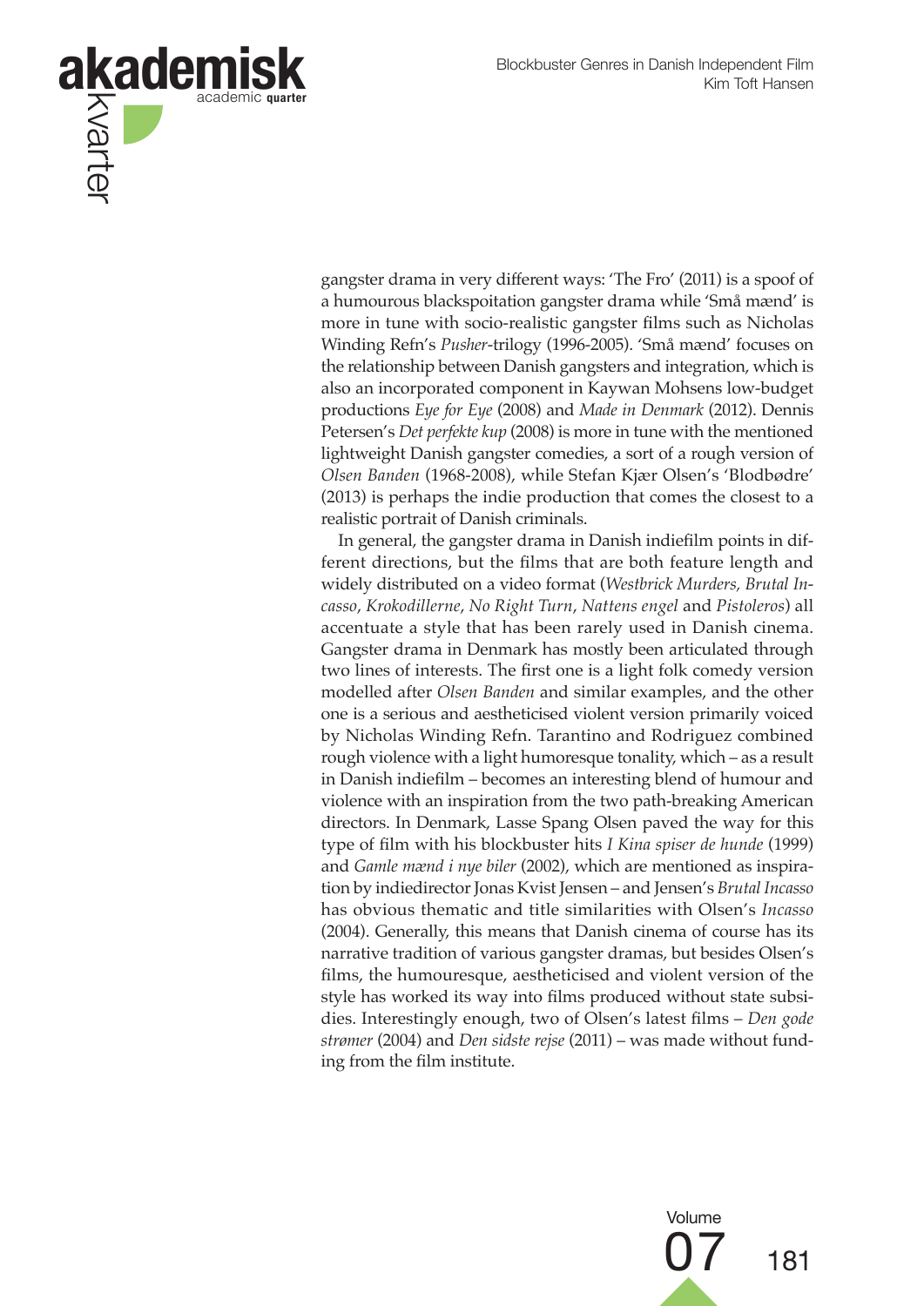gangster drama in very different ways: 'The Fro' (2011) is a spoof of a humourous blackspoitation gangster drama while 'Små mænd' is more in tune with socio-realistic gangster films such as Nicholas Winding Refn's *Pusher*-trilogy (1996-2005). 'Små mænd' focuses on the relationship between Danish gangsters and integration, which is also an incorporated component in Kaywan Mohsens low-budget productions *Eye for Eye* (2008) and *Made in Denmark* (2012). Dennis Petersen's *Det perfekte kup* (2008) is more in tune with the mentioned lightweight Danish gangster comedies, a sort of a rough version of *Olsen Banden* (1968-2008), while Stefan Kjær Olsen's 'Blodbødre' (2013) is perhaps the indie production that comes the closest to a realistic portrait of Danish criminals.

In general, the gangster drama in Danish indiefilm points in different directions, but the films that are both feature length and widely distributed on a video format (*Westbrick Murders, Brutal Incasso*, *Krokodillerne*, *No Right Turn*, *Nattens engel* and *Pistoleros*) all accentuate a style that has been rarely used in Danish cinema. Gangster drama in Denmark has mostly been articulated through two lines of interests. The first one is a light folk comedy version modelled after *Olsen Banden* and similar examples, and the other one is a serious and aestheticised violent version primarily voiced by Nicholas Winding Refn. Tarantino and Rodriguez combined rough violence with a light humoresque tonality, which – as a result in Danish indiefilm – becomes an interesting blend of humour and violence with an inspiration from the two path-breaking American directors. In Denmark, Lasse Spang Olsen paved the way for this type of film with his blockbuster hits *I Kina spiser de hunde* (1999) and *Gamle mænd i nye biler* (2002), which are mentioned as inspiration by indiedirector Jonas Kvist Jensen – and Jensen's *Brutal Incasso* has obvious thematic and title similarities with Olsen's *Incasso* (2004). Generally, this means that Danish cinema of course has its narrative tradition of various gangster dramas, but besides Olsen's films, the humouresque, aestheticised and violent version of the style has worked its way into films produced without state subsidies. Interestingly enough, two of Olsen's latest films – *Den gode strømer* (2004) and *Den sidste rejse* (2011) – was made without funding from the film institute.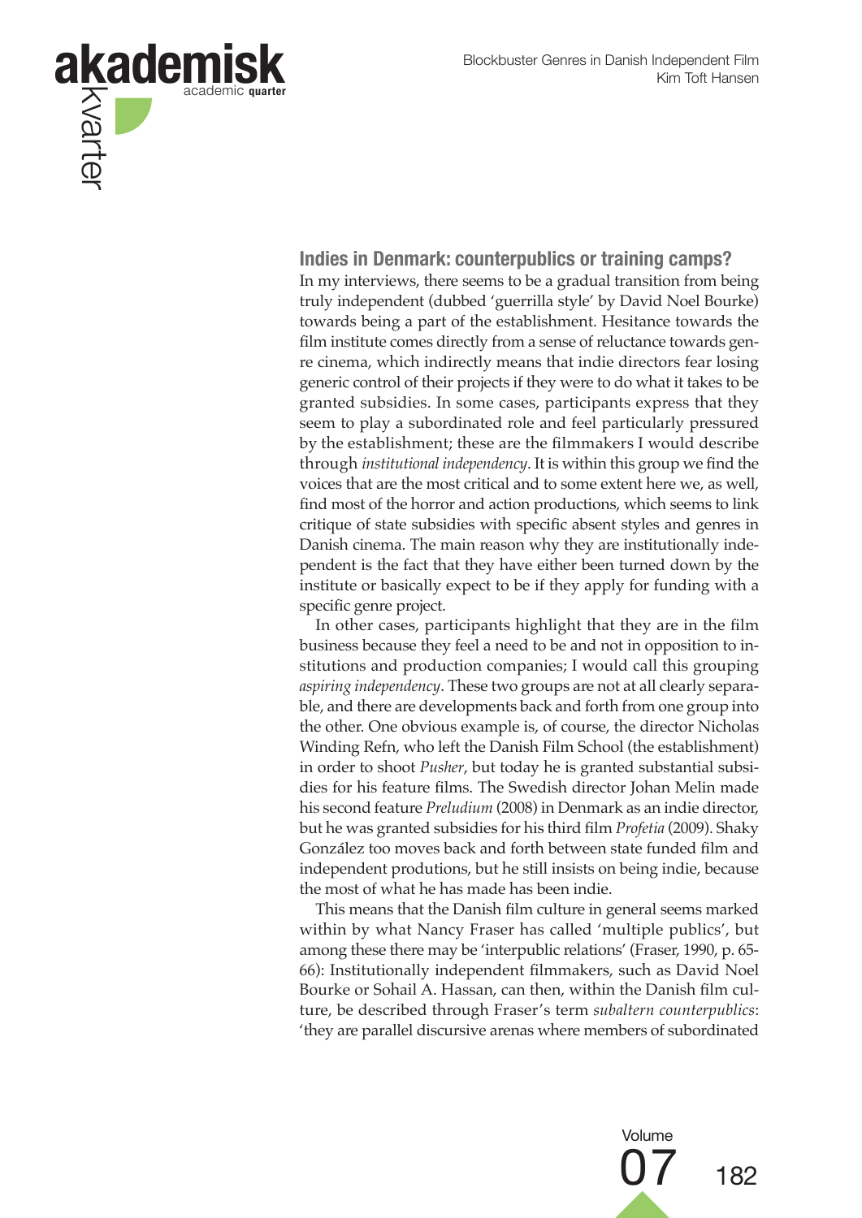### Indies in Denmark: counterpublics or training camps?

In my interviews, there seems to be a gradual transition from being truly independent (dubbed 'guerrilla style' by David Noel Bourke) towards being a part of the establishment. Hesitance towards the film institute comes directly from a sense of reluctance towards genre cinema, which indirectly means that indie directors fear losing generic control of their projects if they were to do what it takes to be granted subsidies. In some cases, participants express that they seem to play a subordinated role and feel particularly pressured by the establishment; these are the filmmakers I would describe through *institutional independency*. It is within this group we find the voices that are the most critical and to some extent here we, as well, find most of the horror and action productions, which seems to link critique of state subsidies with specific absent styles and genres in Danish cinema. The main reason why they are institutionally independent is the fact that they have either been turned down by the institute or basically expect to be if they apply for funding with a specific genre project.

In other cases, participants highlight that they are in the film business because they feel a need to be and not in opposition to institutions and production companies; I would call this grouping *aspiring independency*. These two groups are not at all clearly separable, and there are developments back and forth from one group into the other. One obvious example is, of course, the director Nicholas Winding Refn, who left the Danish Film School (the establishment) in order to shoot *Pusher*, but today he is granted substantial subsidies for his feature films. The Swedish director Johan Melin made his second feature *Preludium* (2008) in Denmark as an indie director, but he was granted subsidies for his third film *Profetia* (2009). Shaky González too moves back and forth between state funded film and independent prodution, but he still insists on being indie, because the most of what he has made has been indie.

This means that the Danish film culture in general seems marked within by what Nancy Fraser has called 'multiple publics', but among these there may be 'interpublic relations' (Fraser, 1990, p. 65-66): Institutionally independent filmmakers, such as David Noel Bourke or Sohail A. Hassan, can then, within the Danish film culture, be described through Fraser's term *subaltern counterpublics*: 'they are parallel discursive arenas where members of subordinated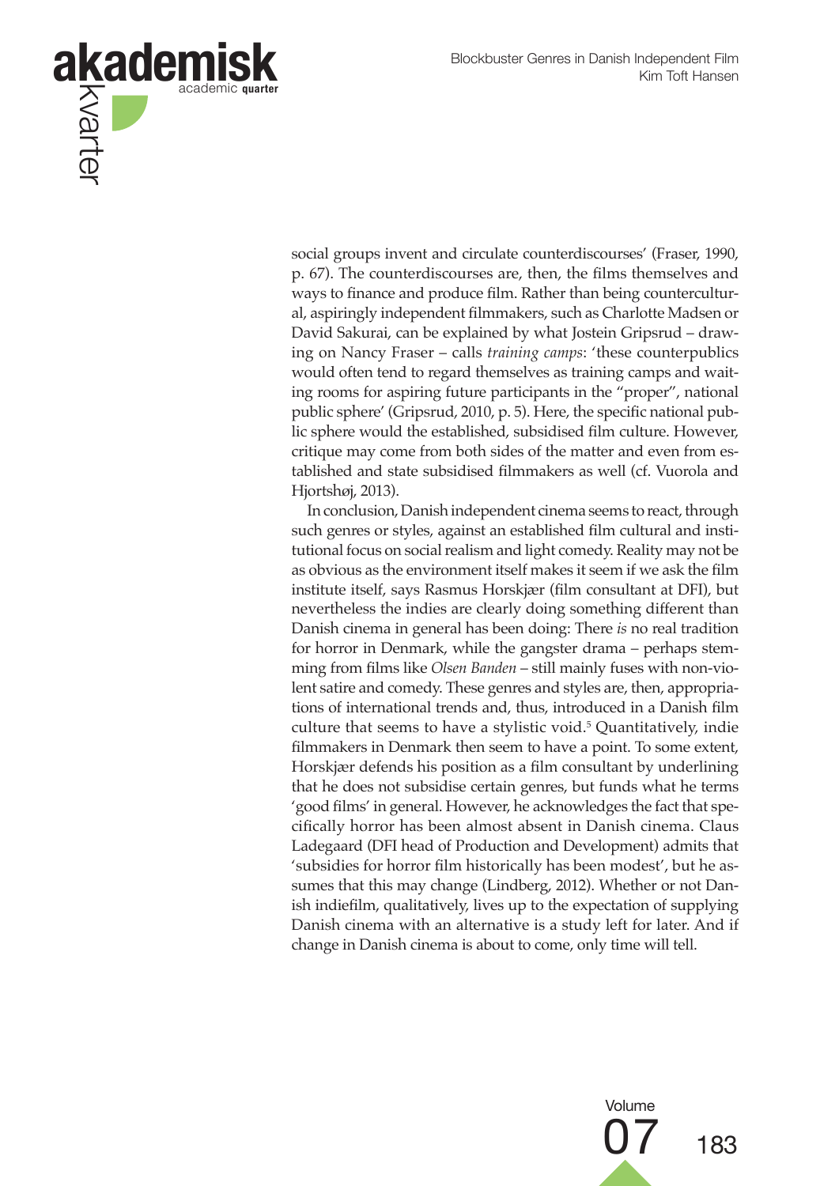social groups invent and circulate counterdiscourses' (Fraser, 1990, p. 67). The counterdiscourses are, then, the films themselves and ways to finance and produce film. Rather than being countercultural, aspiringly independent filmmakers, such as Charlotte Madsen or David Sakurai, can be explained by what Jostein Gripsrud – drawing on Nancy Fraser – calls *training camps*: 'these counterpublics would often tend to regard themselves as training camps and waiting rooms for aspiring future participants in the "proper", national public sphere' (Gripsrud, 2010, p. 5). Here, the specific national public sphere would the established, subsidised film culture. However, critique may come from both sides of the matter and even from established and state subsidised filmmakers as well (cf. Vuorola and Hjortshøj, 2013).

In conclusion, Danish independent cinema seems to react, through such genres or styles, against an established film cultural and institutional focus on social realism and light comedy. Reality may not be as obvious as the environment itself makes it seem if we ask the film institute itself, says Rasmus Horskjær (film consultant at DFI), but nevertheless the indies are clearly doing something different than Danish cinema in general has been doing: There *is* no real tradition for horror in Denmark, while the gangster drama – perhaps stemming from films like *Olsen Banden* – still mainly fuses with non-violent satire and comedy. These genres and styles are, then, appropriations of international trends and, thus, introduced in a Danish film culture that seems to have a stylistic void.[5] Quantitatively, indie filmmakers in Denmark then seem to have a point. To some extent, Horskjær defends his position as a film consultant by underlining that he does not subsidise certain genres, but funds what he terms 'good films' in general. However, he acknowledges the fact that specifically horror has been almost absent in Danish cinema. Claus Ladegaard (DFI head of Production and Development) admits that 'subsidies for horror film historically has been modest', but he assumes that this may change (Lindberg, 2012). Whether or not Danish indiefilm, qualitatively, lives up to the expectation of supplying Danish cinema with an alternative is a study left for later. And if change in Danish cinema is about to come, only time will tell.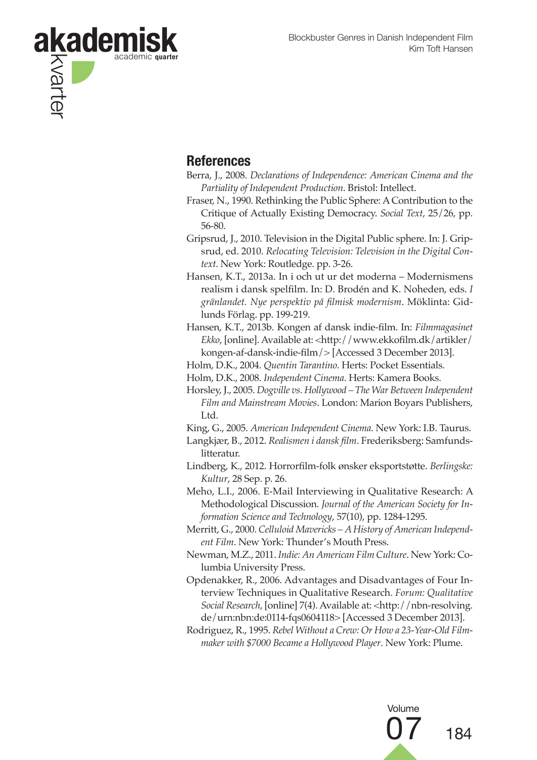## References

Berra, J., 2008. *Declarations of Independence: American Cinema and the Partiality of Independent Production*. Bristol: Intellect.

Fraser, N., 1990. Rethinking the Public Sphere: A Contribution to the Critique of Actually Existing Democracy. *Social Text*, 25/26, pp. 56-80.

Gripsrud, J., 2010. Television in the Digital Public sphere. In: J. Gripsrud, ed. 2010. *Relocating Television: Television in the Digital Context*. New York: Routledge. pp. 3-26.

Hansen, K.T., 2013a. In i och ut ur det moderna – Modernismens realism i dansk spelfilm. In: D. Brodén and K. Noheden, eds. *I gränlandet. Nye perspektiv på filmisk modernism*. Möklinta: Gidlunds Förlag. pp. 199-219.

Hansen, K.T., 2013b. Kongen af dansk indie-film. In: *Filmmagasinet Ekko*, [online]. Available at: <http://www.ekkofilm.dk/artikler/kongen-af-dansk-indie-film/> [Accessed 3 December 2013].

Holm, D.K., 2004. *Quentin Tarantino*. Herts: Pocket Essentials.

Holm, D.K., 2008. *Independent Cinema*. Herts: Kamera Books.

Horsley, J., 2005. *Dogville vs. Hollywood – The War Between Independent Film and Mainstream Movies*. London: Marion Boyars Publishers, Ltd.

King, G., 2005. *American Independent Cinema*. New York: I.B. Taurus.

Langkjær, B., 2012. *Realismen i dansk film*. Frederiksberg: Samfundslitteratur.

Lindberg, K., 2012. Horrorfilm-folk ønsker eksportstøtte. *Berlingske: Kultur*, 28 Sep. p. 26.

Meho, L.I., 2006. E-Mail Interviewing in Qualitative Research: A Methodological Discussion. *Journal of the American Society for Information Science and Technology*, 57(10), pp. 1284-1295.

Merritt, G., 2000. *Celluloid Mavericks – A History of American Independent Film*. New York: Thunder's Mouth Press.

Newman, M.Z., 2011. *Indie: An American Film Culture*. New York: Columbia University Press.

Opdenakker, R., 2006. Advantages and Disadvantages of Four Interview Techniques in Qualitative Research. *Forum: Qualitative Social Research*, [online] 7(4). Available at: <http://nbn-resolving.de/urn:nbn:de:0114-fqs0604118> [Accessed 3 December 2013].

Rodriguez, R., 1995. *Rebel Without a Crew: Or How a 23-Year-Old Filmmaker with $7000 Became a Hollywood Player*. New York: Plume.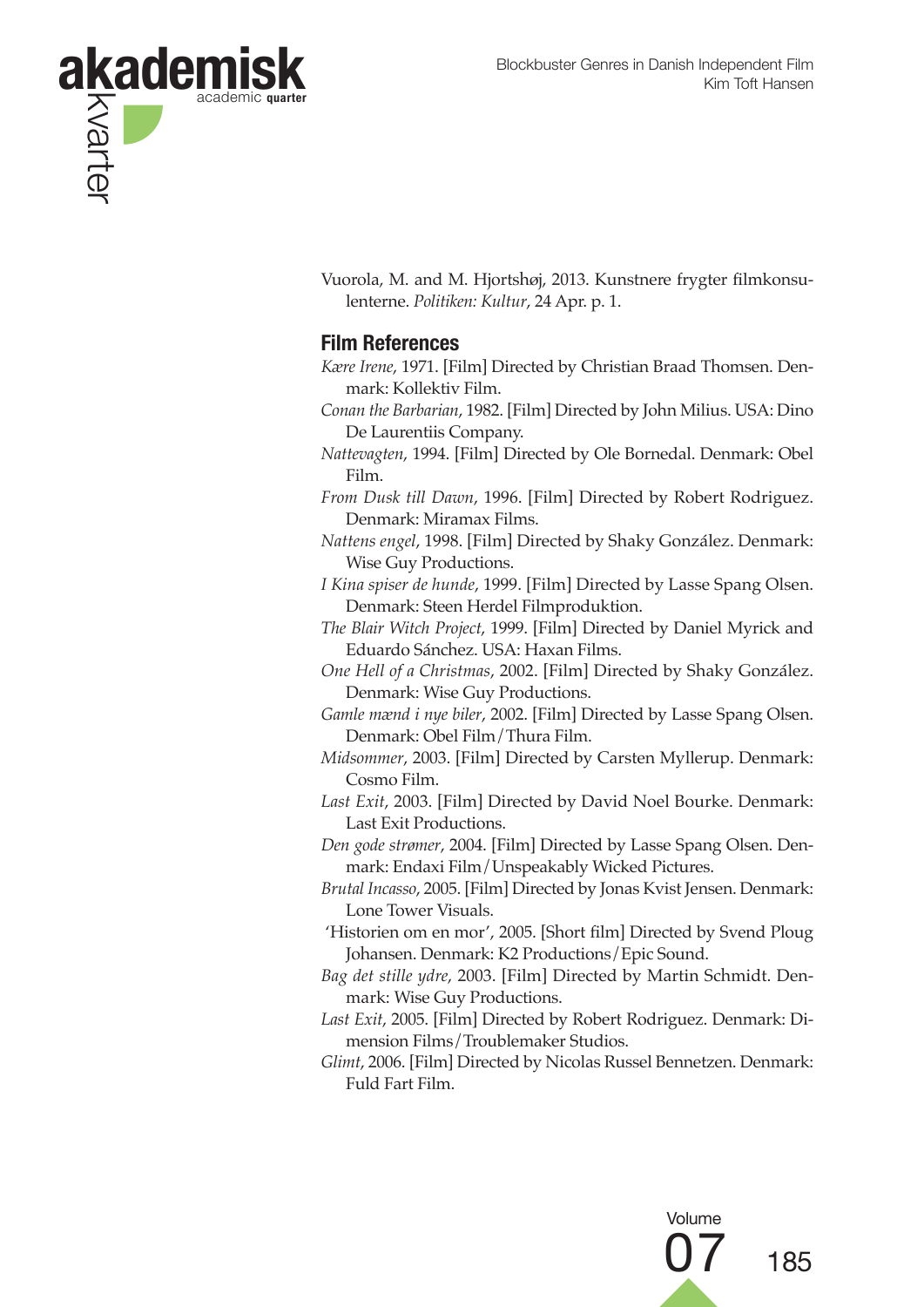Vuorola, M. and M. Hjortshøj, 2013. Kunstnere frygter filmkonsulenterne. *Politiken: Kultur*, 24 Apr. p. 1.

## Film References

*Kære Irene*, 1971. [Film] Directed by Christian Braad Thomsen. Denmark: Kollektiv Film.

*Conan the Barbarian*, 1982. [Film] Directed by John Milius. USA: Dino De Laurentiis Company.

*Nattevagten*, 1994. [Film] Directed by Ole Bornedal. Denmark: Obel Film.

*From Dusk till Dawn*, 1996. [Film] Directed by Robert Rodriguez. Denmark: Miramax Films.

*Nattens engel*, 1998. [Film] Directed by Shaky González. Denmark: Wise Guy Productions.

*I Kina spiser de hunde*, 1999. [Film] Directed by Lasse Spang Olsen. Denmark: Steen Herdel Filmproduktion.

*The Blair Witch Project*, 1999. [Film] Directed by Daniel Myrick and Eduardo Sánchez. USA: Haxan Films.

*One Hell of a Christmas*, 2002. [Film] Directed by Shaky González. Denmark: Wise Guy Productions.

*Gamle mænd i nye biler*, 2002. [Film] Directed by Lasse Spang Olsen. Denmark: Obel Film/Thura Film.

*Midsommer*, 2003. [Film] Directed by Carsten Myllerup. Denmark: Cosmo Film.

*Last Exit*, 2003. [Film] Directed by David Noel Bourke. Denmark: Last Exit Productions.

*Den gode strømer*, 2004. [Film] Directed by Lasse Spang Olsen. Denmark: Endaxi Film/Unspeakably Wicked Pictures.

*Brutal Incasso*, 2005. [Film] Directed by Jonas Kvist Jensen. Denmark: Lone Tower Visuals.

'Historien om en mor', 2005. [Short film] Directed by Svend Ploug Johansen. Denmark: K2 Productions/Epic Sound.

*Bag det stille ydre*, 2003. [Film] Directed by Martin Schmidt. Denmark: Wise Guy Productions.

*Last Exit*, 2005. [Film] Directed by Robert Rodriguez. Denmark: Dimension Films/Troublemaker Studios.

*Glimt*, 2006. [Film] Directed by Nicolas Russel Bennetzen. Denmark: Fuld Fart Film.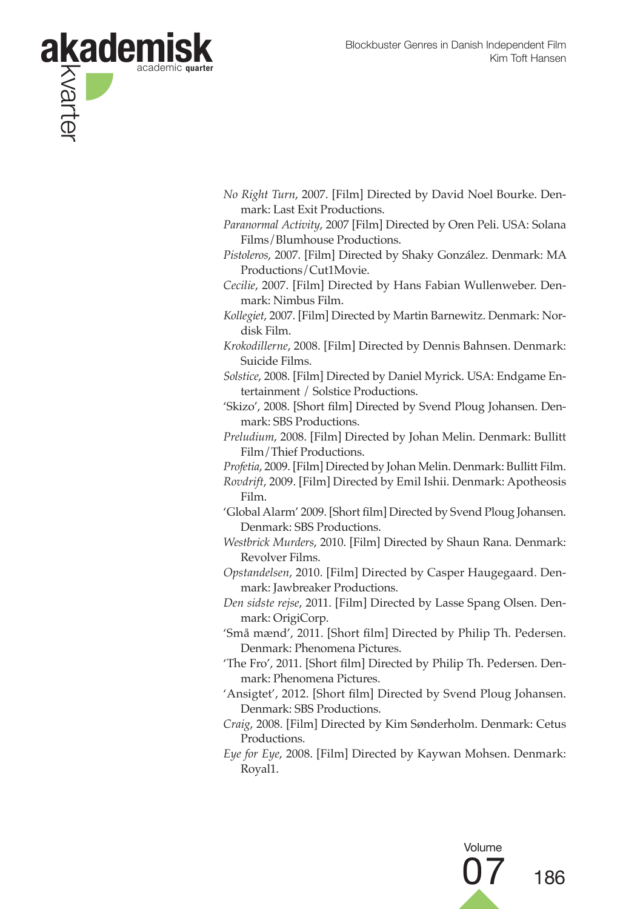*No Right Turn*, 2007. [Film] Directed by David Noel Bourke. Denmark: Last Exit Productions.

*Paranormal Activity*, 2007 [Film] Directed by Oren Peli. USA: Solana Films/Blumhouse Productions.

*Pistoleros*, 2007. [Film] Directed by Shaky González. Denmark: MA Productions/Cut1Movie.

*Cecilie*, 2007. [Film] Directed by Hans Fabian Wullenweber. Denmark: Nimbus Film.

*Kollegiet*, 2007. [Film] Directed by Martin Barnewitz. Denmark: Nordisk Film.

*Krokodillerne*, 2008. [Film] Directed by Dennis Bahnsen. Denmark: Suicide Films.

*Solstice*, 2008. [Film] Directed by Daniel Myrick. USA: Endgame Entertainment / Solstice Productions.

'Skizo', 2008. [Short film] Directed by Svend Ploug Johansen. Denmark: SBS Productions.

*Preludium*, 2008. [Film] Directed by Johan Melin. Denmark: Bullitt Film/Thief Productions.

*Profetia*, 2009. [Film] Directed by Johan Melin. Denmark: Bullitt Film.

*Rovdrift*, 2009. [Film] Directed by Emil Ishii. Denmark: Apotheosis Film.

'Global Alarm' 2009. [Short film] Directed by Svend Ploug Johansen. Denmark: SBS Productions.

*Westbrick Murders*, 2010. [Film] Directed by Shaun Rana. Denmark: Revolver Films.

*Opstandelsen*, 2010. [Film] Directed by Casper Haugegaard. Denmark: Jawbreaker Productions.

*Den sidste rejse*, 2011. [Film] Directed by Lasse Spang Olsen. Denmark: OrigiCorp.

'Små mænd', 2011. [Short film] Directed by Philip Th. Pedersen. Denmark: Phenomena Pictures.

'The Fro', 2011. [Short film] Directed by Philip Th. Pedersen. Denmark: Phenomena Pictures.

'Ansigtet', 2012. [Short film] Directed by Svend Ploug Johansen. Denmark: SBS Productions.

*Craig*, 2008. [Film] Directed by Kim Sønderholm. Denmark: Cetus Productions.

*Eye for Eye*, 2008. [Film] Directed by Kaywan Mohsen. Denmark: Royal1.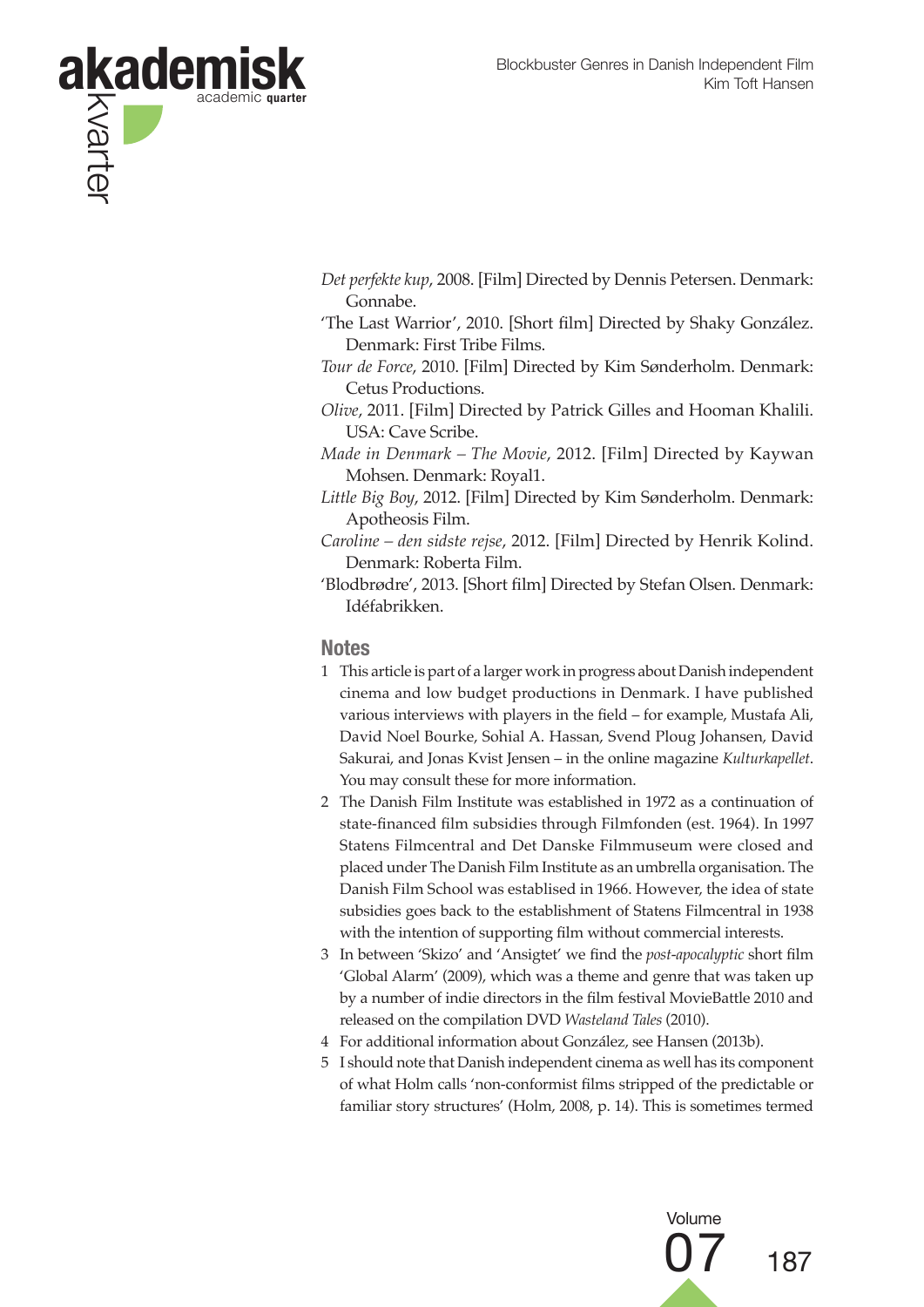*Det perfekte kup*, 2008. [Film] Directed by Dennis Petersen. Denmark: Gonnabe.

'The Last Warrior', 2010. [Short film] Directed by Shaky González. Denmark: First Tribe Films.

*Tour de Force*, 2010. [Film] Directed by Kim Sønderholm. Denmark: Cetus Productions.

*Olive*, 2011. [Film] Directed by Patrick Gilles and Hooman Khalili. USA: Cave Scribe.

*Made in Denmark – The Movie*, 2012. [Film] Directed by Kaywan Mohsen. Denmark: Royal1.

*Little Big Boy*, 2012. [Film] Directed by Kim Sønderholm. Denmark: Apotheosis Film.

*Caroline – den sidste rejse*, 2012. [Film] Directed by Henrik Kolind. Denmark: Roberta Film.

'Blodbrødre', 2013. [Short film] Directed by Stefan Olsen. Denmark: Idéfabrikken.

## Notes

1. This article is part of a larger work in progress about Danish independent cinema and low budget productions in Denmark. I have published various interviews with players in the field – for example, Mustafa Ali, David Noel Bourke, Sohial A. Hassan, Svend Ploug Johansen, David Sakurai, and Jonas Kvist Jensen – in the online magazine *Kulturkapellet*. You may consult these for more information.
2. The Danish Film Institute was established in 1972 as a continuation of state-financed film subsidies through Filmfonden (est. 1964). In 1997 Statens Filmcentral and Det Danske Filmmuseum were closed and placed under The Danish Film Institute as an umbrella organisation. The Danish Film School was establised in 1966. However, the idea of state subsidies goes back to the establishment of Statens Filmcentral in 1938 with the intention of supporting film without commercial interests.
3. In between 'Skizo' and 'Ansigtet' we find the *post-apocalyptic* short film 'Global Alarm' (2009), which was a theme and genre that was taken up by a number of indie directors in the film festival MovieBattle 2010 and released on the compilation DVD *Wasteland Tales* (2010).
4. For additional information about González, see Hansen (2013b).
5. I should note that Danish independent cinema as well has its component of what Holm calls 'non-conformist films stripped of the predictable or familiar story structures' (Holm, 2008, p. 14). This is sometimes termed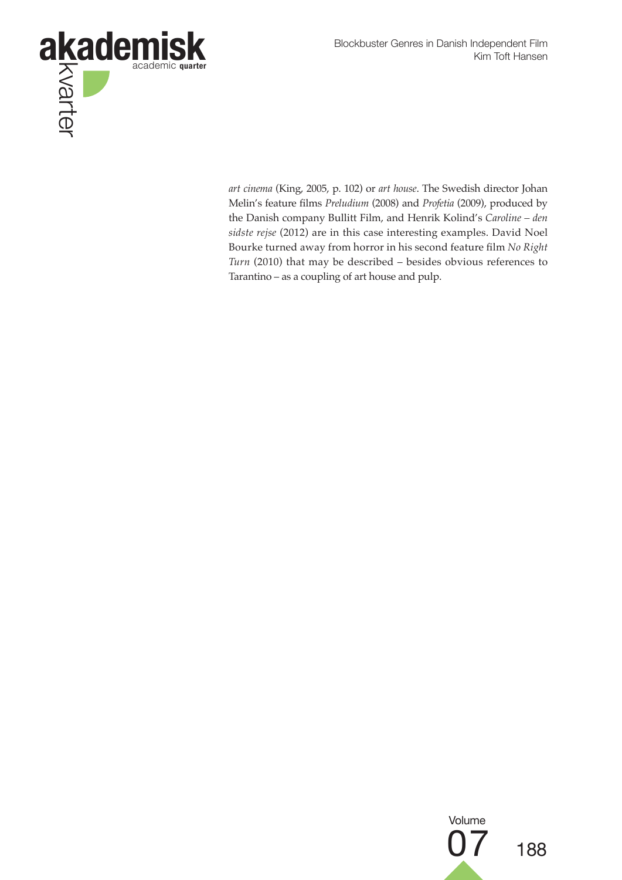*art cinema* (King, 2005, p. 102) or *art house*. The Swedish director Johan Melin's feature films *Preludium* (2008) and *Profetia* (2009), produced by the Danish company Bullitt Film, and Henrik Kolind's *Caroline – den sidste rejse* (2012) are in this case interesting examples. David Noel Bourke turned away from horror in his second feature film *No Right Turn* (2010) that may be described – besides obvious references to Tarantino – as a coupling of art house and pulp.